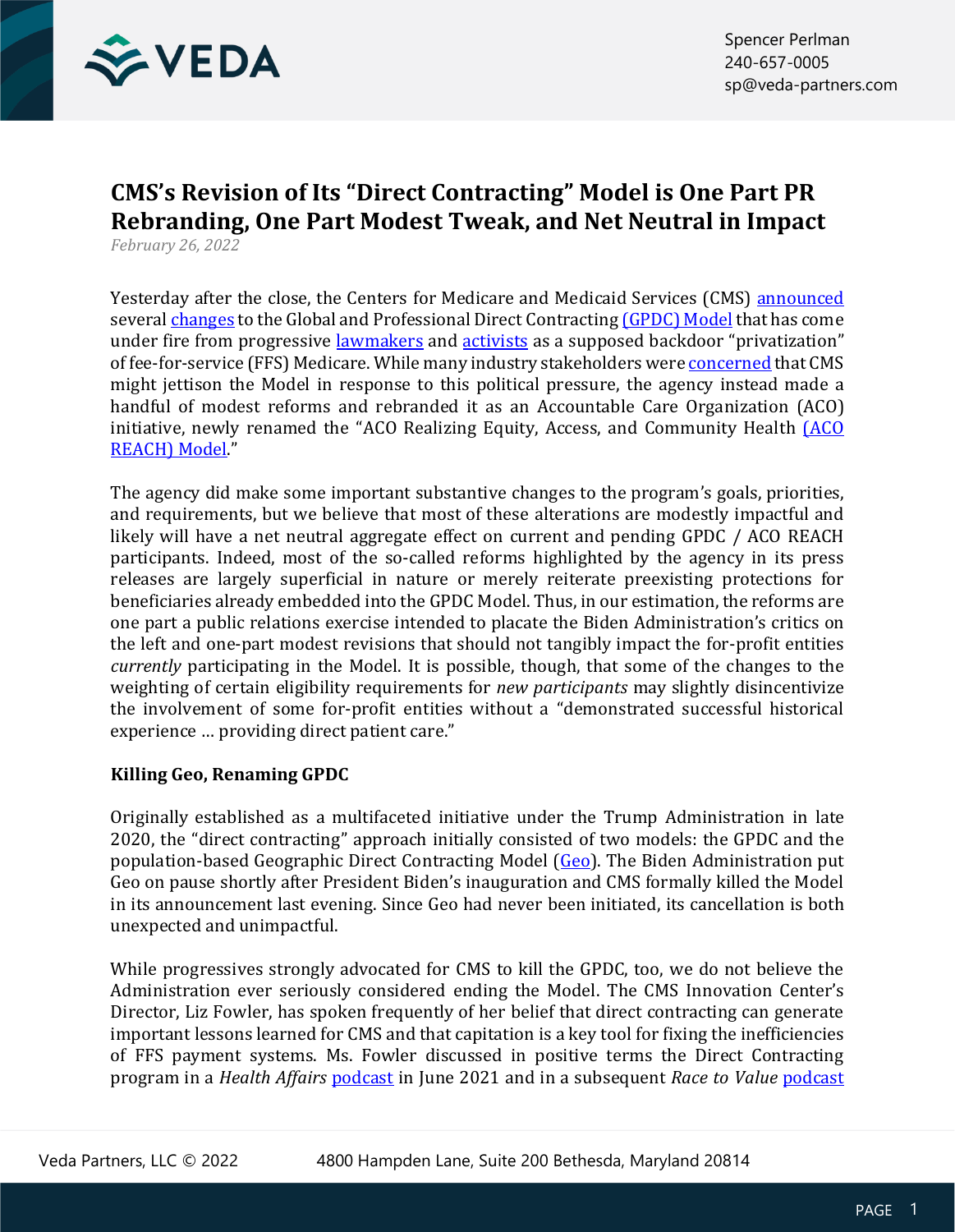Spencer Perlman
240-657-0005
sp@veda-partners.com

# CMS's Revision of Its "Direct Contracting" Model is One Part PR Rebranding, One Part Modest Tweak, and Net Neutral in Impact

*February 26, 2022*

Yesterday after the close, the Centers for Medicare and Medicaid Services (CMS) announced several changes to the Global and Professional Direct Contracting (GPDC) Model that has come under fire from progressive lawmakers and activists as a supposed backdoor "privatization" of fee-for-service (FFS) Medicare. While many industry stakeholders were concerned that CMS might jettison the Model in response to this political pressure, the agency instead made a handful of modest reforms and rebranded it as an Accountable Care Organization (ACO) initiative, newly renamed the "ACO Realizing Equity, Access, and Community Health (ACO REACH) Model."

The agency did make some important substantive changes to the program's goals, priorities, and requirements, but we believe that most of these alterations are modestly impactful and likely will have a net neutral aggregate effect on current and pending GPDC / ACO REACH participants. Indeed, most of the so-called reforms highlighted by the agency in its press releases are largely superficial in nature or merely reiterate preexisting protections for beneficiaries already embedded into the GPDC Model. Thus, in our estimation, the reforms are one part a public relations exercise intended to placate the Biden Administration's critics on the left and one-part modest revisions that should not tangibly impact the for-profit entities *currently* participating in the Model. It is possible, though, that some of the changes to the weighting of certain eligibility requirements for *new participants* may slightly disincentivize the involvement of some for-profit entities without a "demonstrated successful historical experience … providing direct patient care."

**Killing Geo, Renaming GPDC**

Originally established as a multifaceted initiative under the Trump Administration in late 2020, the "direct contracting" approach initially consisted of two models: the GPDC and the population-based Geographic Direct Contracting Model (Geo). The Biden Administration put Geo on pause shortly after President Biden's inauguration and CMS formally killed the Model in its announcement last evening. Since Geo had never been initiated, its cancellation is both unexpected and unimpactful.

While progressives strongly advocated for CMS to kill the GPDC, too, we do not believe the Administration ever seriously considered ending the Model. The CMS Innovation Center's Director, Liz Fowler, has spoken frequently of her belief that direct contracting can generate important lessons learned for CMS and that capitation is a key tool for fixing the inefficiencies of FFS payment systems. Ms. Fowler discussed in positive terms the Direct Contracting program in a *Health Affairs* podcast in June 2021 and in a subsequent *Race to Value* podcast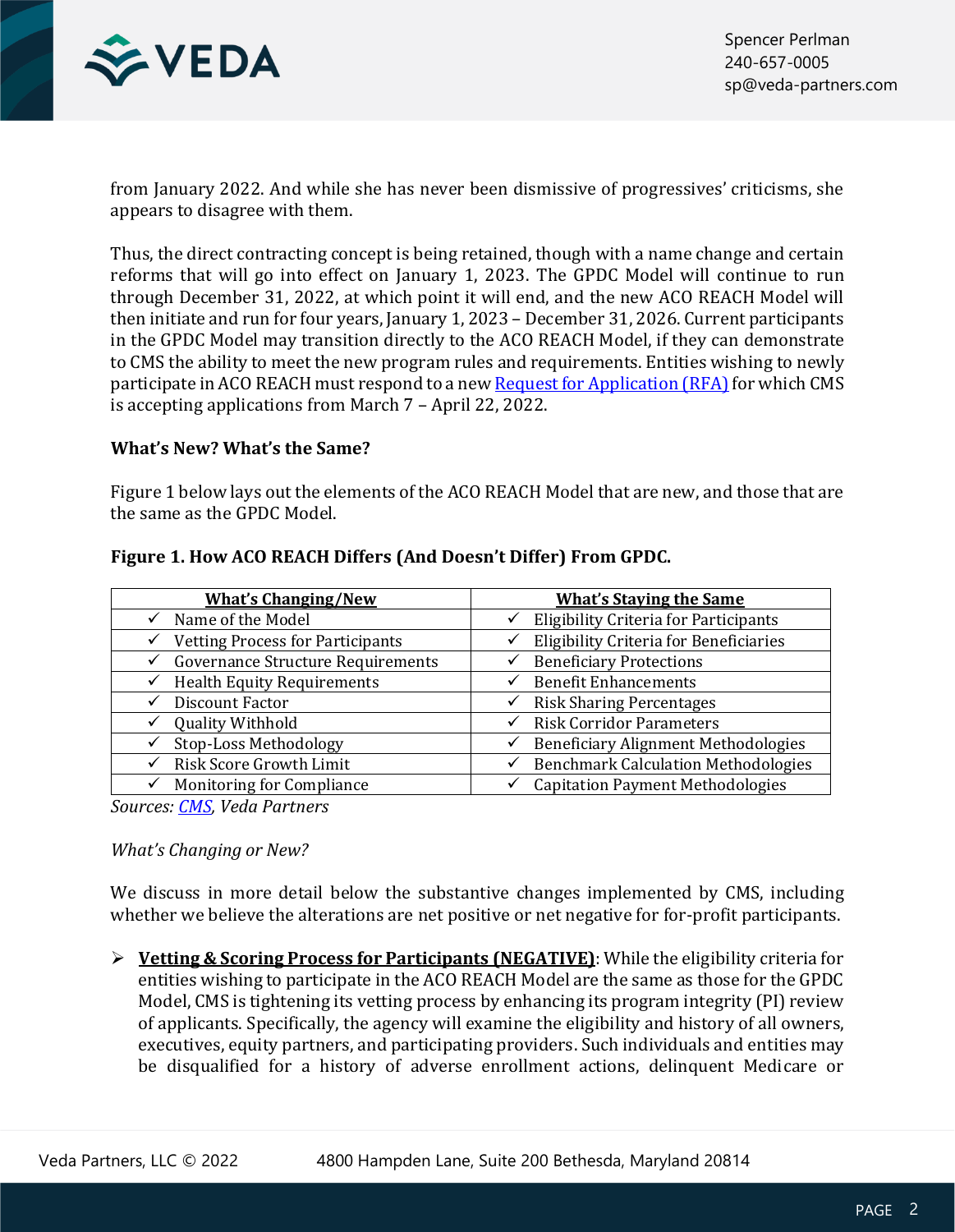from January 2022. And while she has never been dismissive of progressives' criticisms, she appears to disagree with them.

Thus, the direct contracting concept is being retained, though with a name change and certain reforms that will go into effect on January 1, 2023. The GPDC Model will continue to run through December 31, 2022, at which point it will end, and the new ACO REACH Model will then initiate and run for four years, January 1, 2023 – December 31, 2026. Current participants in the GPDC Model may transition directly to the ACO REACH Model, if they can demonstrate to CMS the ability to meet the new program rules and requirements. Entities wishing to newly participate in ACO REACH must respond to a new Request for Application (RFA) for which CMS is accepting applications from March 7 – April 22, 2022.

**What's New? What's the Same?**

Figure 1 below lays out the elements of the ACO REACH Model that are new, and those that are the same as the GPDC Model.

**Figure 1. How ACO REACH Differs (And Doesn't Differ) From GPDC.**

| **What's Changing/New** | **What's Staying the Same** |
|---|---|
| ✓ Name of the Model | ✓ Eligibility Criteria for Participants |
| ✓ Vetting Process for Participants | ✓ Eligibility Criteria for Beneficiaries |
| ✓ Governance Structure Requirements | ✓ Beneficiary Protections |
| ✓ Health Equity Requirements | ✓ Benefit Enhancements |
| ✓ Discount Factor | ✓ Risk Sharing Percentages |
| ✓ Quality Withhold | ✓ Risk Corridor Parameters |
| ✓ Stop-Loss Methodology | ✓ Beneficiary Alignment Methodologies |
| ✓ Risk Score Growth Limit | ✓ Benchmark Calculation Methodologies |
| ✓ Monitoring for Compliance | ✓ Capitation Payment Methodologies |

*Sources: CMS, Veda Partners*

*What's Changing or New?*

We discuss in more detail below the substantive changes implemented by CMS, including whether we believe the alterations are net positive or net negative for for-profit participants.

- **Vetting & Scoring Process for Participants (NEGATIVE)**: While the eligibility criteria for entities wishing to participate in the ACO REACH Model are the same as those for the GPDC Model, CMS is tightening its vetting process by enhancing its program integrity (PI) review of applicants. Specifically, the agency will examine the eligibility and history of all owners, executives, equity partners, and participating providers. Such individuals and entities may be disqualified for a history of adverse enrollment actions, delinquent Medicare or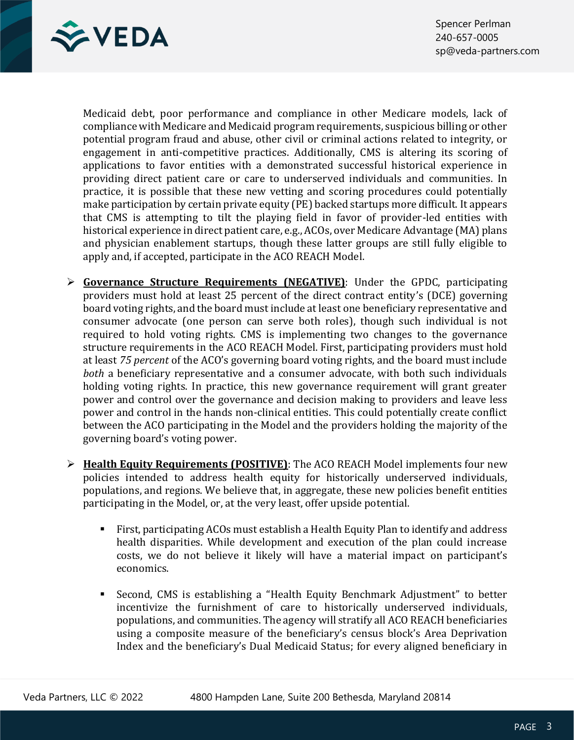Medicaid debt, poor performance and compliance in other Medicare models, lack of compliance with Medicare and Medicaid program requirements, suspicious billing or other potential program fraud and abuse, other civil or criminal actions related to integrity, or engagement in anti-competitive practices. Additionally, CMS is altering its scoring of applications to favor entities with a demonstrated successful historical experience in providing direct patient care or care to underserved individuals and communities. In practice, it is possible that these new vetting and scoring procedures could potentially make participation by certain private equity (PE) backed startups more difficult. It appears that CMS is attempting to tilt the playing field in favor of provider-led entities with historical experience in direct patient care, e.g., ACOs, over Medicare Advantage (MA) plans and physician enablement startups, though these latter groups are still fully eligible to apply and, if accepted, participate in the ACO REACH Model.

- **<u>Governance Structure Requirements (NEGATIVE)</u>**: Under the GPDC, participating providers must hold at least 25 percent of the direct contract entity's (DCE) governing board voting rights, and the board must include at least one beneficiary representative and consumer advocate (one person can serve both roles), though such individual is not required to hold voting rights. CMS is implementing two changes to the governance structure requirements in the ACO REACH Model. First, participating providers must hold at least *75 percent* of the ACO's governing board voting rights, and the board must include *both* a beneficiary representative and a consumer advocate, with both such individuals holding voting rights. In practice, this new governance requirement will grant greater power and control over the governance and decision making to providers and leave less power and control in the hands non-clinical entities. This could potentially create conflict between the ACO participating in the Model and the providers holding the majority of the governing board's voting power.

- **<u>Health Equity Requirements (POSITIVE)</u>**: The ACO REACH Model implements four new policies intended to address health equity for historically underserved individuals, populations, and regions. We believe that, in aggregate, these new policies benefit entities participating in the Model, or, at the very least, offer upside potential.

  - First, participating ACOs must establish a Health Equity Plan to identify and address health disparities. While development and execution of the plan could increase costs, we do not believe it likely will have a material impact on participant's economics.

  - Second, CMS is establishing a "Health Equity Benchmark Adjustment" to better incentivize the furnishment of care to historically underserved individuals, populations, and communities. The agency will stratify all ACO REACH beneficiaries using a composite measure of the beneficiary's census block's Area Deprivation Index and the beneficiary's Dual Medicaid Status; for every aligned beneficiary in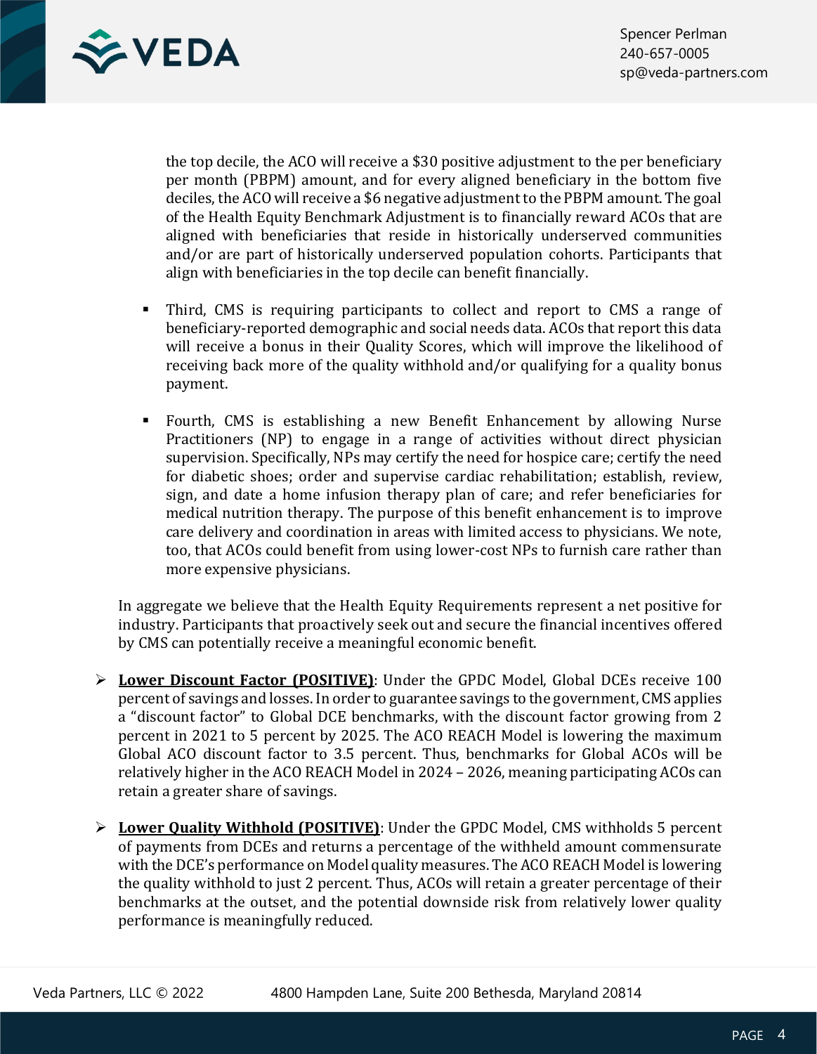the top decile, the ACO will receive a $30 positive adjustment to the per beneficiary per month (PBPM) amount, and for every aligned beneficiary in the bottom five deciles, the ACO will receive a $6 negative adjustment to the PBPM amount. The goal of the Health Equity Benchmark Adjustment is to financially reward ACOs that are aligned with beneficiaries that reside in historically underserved communities and/or are part of historically underserved population cohorts. Participants that align with beneficiaries in the top decile can benefit financially.

- Third, CMS is requiring participants to collect and report to CMS a range of beneficiary-reported demographic and social needs data. ACOs that report this data will receive a bonus in their Quality Scores, which will improve the likelihood of receiving back more of the quality withhold and/or qualifying for a quality bonus payment.

- Fourth, CMS is establishing a new Benefit Enhancement by allowing Nurse Practitioners (NP) to engage in a range of activities without direct physician supervision. Specifically, NPs may certify the need for hospice care; certify the need for diabetic shoes; order and supervise cardiac rehabilitation; establish, review, sign, and date a home infusion therapy plan of care; and refer beneficiaries for medical nutrition therapy. The purpose of this benefit enhancement is to improve care delivery and coordination in areas with limited access to physicians. We note, too, that ACOs could benefit from using lower-cost NPs to furnish care rather than more expensive physicians.

In aggregate we believe that the Health Equity Requirements represent a net positive for industry. Participants that proactively seek out and secure the financial incentives offered by CMS can potentially receive a meaningful economic benefit.

- **Lower Discount Factor (POSITIVE)**: Under the GPDC Model, Global DCEs receive 100 percent of savings and losses. In order to guarantee savings to the government, CMS applies a "discount factor" to Global DCE benchmarks, with the discount factor growing from 2 percent in 2021 to 5 percent by 2025. The ACO REACH Model is lowering the maximum Global ACO discount factor to 3.5 percent. Thus, benchmarks for Global ACOs will be relatively higher in the ACO REACH Model in 2024 – 2026, meaning participating ACOs can retain a greater share of savings.

- **Lower Quality Withhold (POSITIVE)**: Under the GPDC Model, CMS withholds 5 percent of payments from DCEs and returns a percentage of the withheld amount commensurate with the DCE's performance on Model quality measures. The ACO REACH Model is lowering the quality withhold to just 2 percent. Thus, ACOs will retain a greater percentage of their benchmarks at the outset, and the potential downside risk from relatively lower quality performance is meaningfully reduced.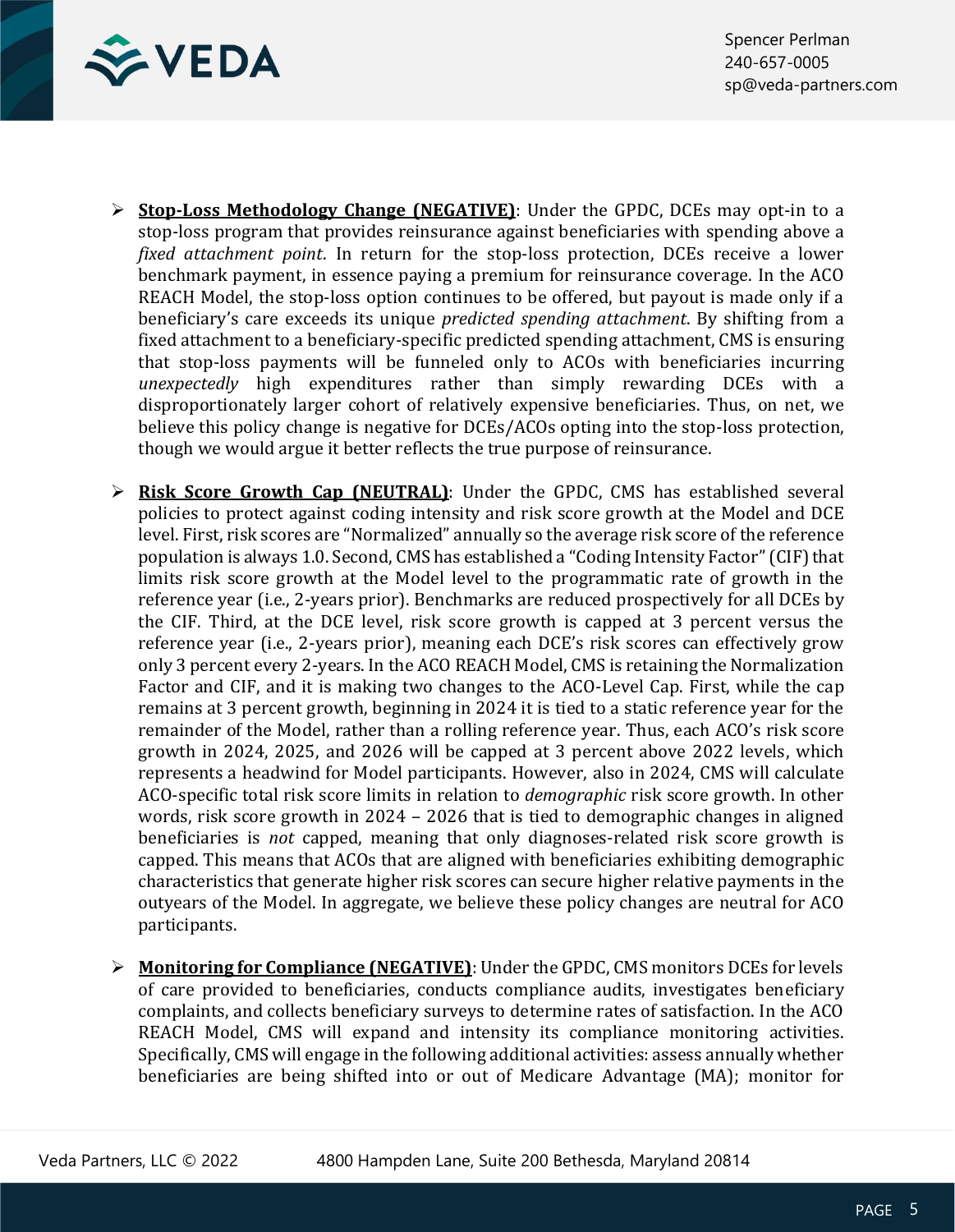- **Stop-Loss Methodology Change (NEGATIVE)**: Under the GPDC, DCEs may opt-in to a stop-loss program that provides reinsurance against beneficiaries with spending above a *fixed attachment point*. In return for the stop-loss protection, DCEs receive a lower benchmark payment, in essence paying a premium for reinsurance coverage. In the ACO REACH Model, the stop-loss option continues to be offered, but payout is made only if a beneficiary's care exceeds its unique *predicted spending attachment*. By shifting from a fixed attachment to a beneficiary-specific predicted spending attachment, CMS is ensuring that stop-loss payments will be funneled only to ACOs with beneficiaries incurring *unexpectedly* high expenditures rather than simply rewarding DCEs with a disproportionately larger cohort of relatively expensive beneficiaries. Thus, on net, we believe this policy change is negative for DCEs/ACOs opting into the stop-loss protection, though we would argue it better reflects the true purpose of reinsurance.

- **Risk Score Growth Cap (NEUTRAL)**: Under the GPDC, CMS has established several policies to protect against coding intensity and risk score growth at the Model and DCE level. First, risk scores are "Normalized" annually so the average risk score of the reference population is always 1.0. Second, CMS has established a "Coding Intensity Factor" (CIF) that limits risk score growth at the Model level to the programmatic rate of growth in the reference year (i.e., 2-years prior). Benchmarks are reduced prospectively for all DCEs by the CIF. Third, at the DCE level, risk score growth is capped at 3 percent versus the reference year (i.e., 2-years prior), meaning each DCE's risk scores can effectively grow only 3 percent every 2-years. In the ACO REACH Model, CMS is retaining the Normalization Factor and CIF, and it is making two changes to the ACO-Level Cap. First, while the cap remains at 3 percent growth, beginning in 2024 it is tied to a static reference year for the remainder of the Model, rather than a rolling reference year. Thus, each ACO's risk score growth in 2024, 2025, and 2026 will be capped at 3 percent above 2022 levels, which represents a headwind for Model participants. However, also in 2024, CMS will calculate ACO-specific total risk score limits in relation to *demographic* risk score growth. In other words, risk score growth in 2024 – 2026 that is tied to demographic changes in aligned beneficiaries is *not* capped, meaning that only diagnoses-related risk score growth is capped. This means that ACOs that are aligned with beneficiaries exhibiting demographic characteristics that generate higher risk scores can secure higher relative payments in the outyears of the Model. In aggregate, we believe these policy changes are neutral for ACO participants.

- **Monitoring for Compliance (NEGATIVE)**: Under the GPDC, CMS monitors DCEs for levels of care provided to beneficiaries, conducts compliance audits, investigates beneficiary complaints, and collects beneficiary surveys to determine rates of satisfaction. In the ACO REACH Model, CMS will expand and intensity its compliance monitoring activities. Specifically, CMS will engage in the following additional activities: assess annually whether beneficiaries are being shifted into or out of Medicare Advantage (MA); monitor for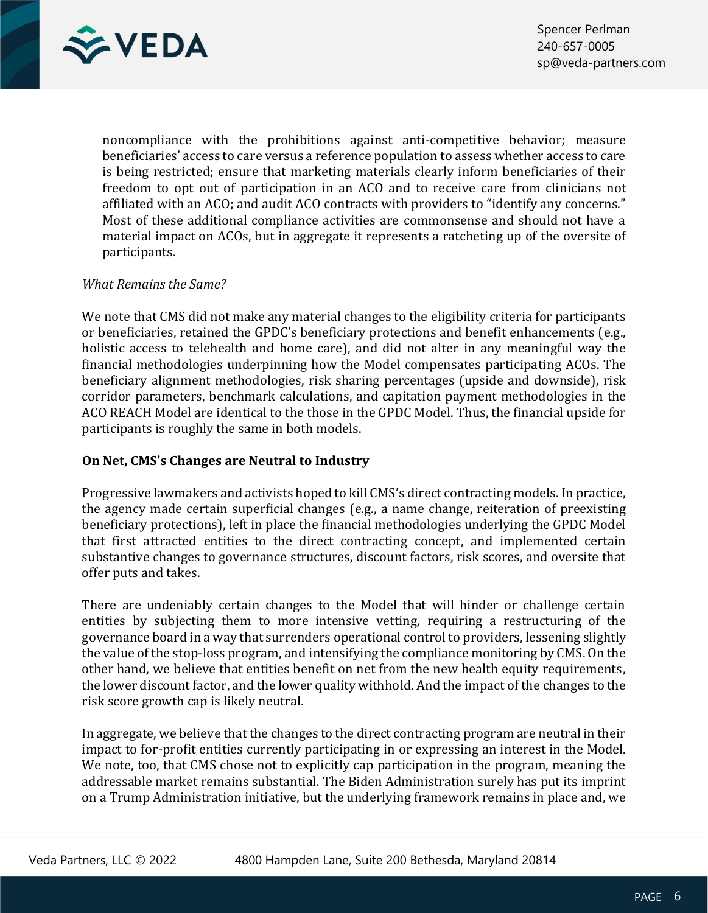noncompliance with the prohibitions against anti-competitive behavior; measure beneficiaries' access to care versus a reference population to assess whether access to care is being restricted; ensure that marketing materials clearly inform beneficiaries of their freedom to opt out of participation in an ACO and to receive care from clinicians not affiliated with an ACO; and audit ACO contracts with providers to "identify any concerns." Most of these additional compliance activities are commonsense and should not have a material impact on ACOs, but in aggregate it represents a ratcheting up of the oversite of participants.

*What Remains the Same?*

We note that CMS did not make any material changes to the eligibility criteria for participants or beneficiaries, retained the GPDC's beneficiary protections and benefit enhancements (e.g., holistic access to telehealth and home care), and did not alter in any meaningful way the financial methodologies underpinning how the Model compensates participating ACOs. The beneficiary alignment methodologies, risk sharing percentages (upside and downside), risk corridor parameters, benchmark calculations, and capitation payment methodologies in the ACO REACH Model are identical to the those in the GPDC Model. Thus, the financial upside for participants is roughly the same in both models.

**On Net, CMS's Changes are Neutral to Industry**

Progressive lawmakers and activists hoped to kill CMS's direct contracting models. In practice, the agency made certain superficial changes (e.g., a name change, reiteration of preexisting beneficiary protections), left in place the financial methodologies underlying the GPDC Model that first attracted entities to the direct contracting concept, and implemented certain substantive changes to governance structures, discount factors, risk scores, and oversite that offer puts and takes.

There are undeniably certain changes to the Model that will hinder or challenge certain entities by subjecting them to more intensive vetting, requiring a restructuring of the governance board in a way that surrenders operational control to providers, lessening slightly the value of the stop-loss program, and intensifying the compliance monitoring by CMS. On the other hand, we believe that entities benefit on net from the new health equity requirements, the lower discount factor, and the lower quality withhold. And the impact of the changes to the risk score growth cap is likely neutral.

In aggregate, we believe that the changes to the direct contracting program are neutral in their impact to for-profit entities currently participating in or expressing an interest in the Model. We note, too, that CMS chose not to explicitly cap participation in the program, meaning the addressable market remains substantial. The Biden Administration surely has put its imprint on a Trump Administration initiative, but the underlying framework remains in place and, we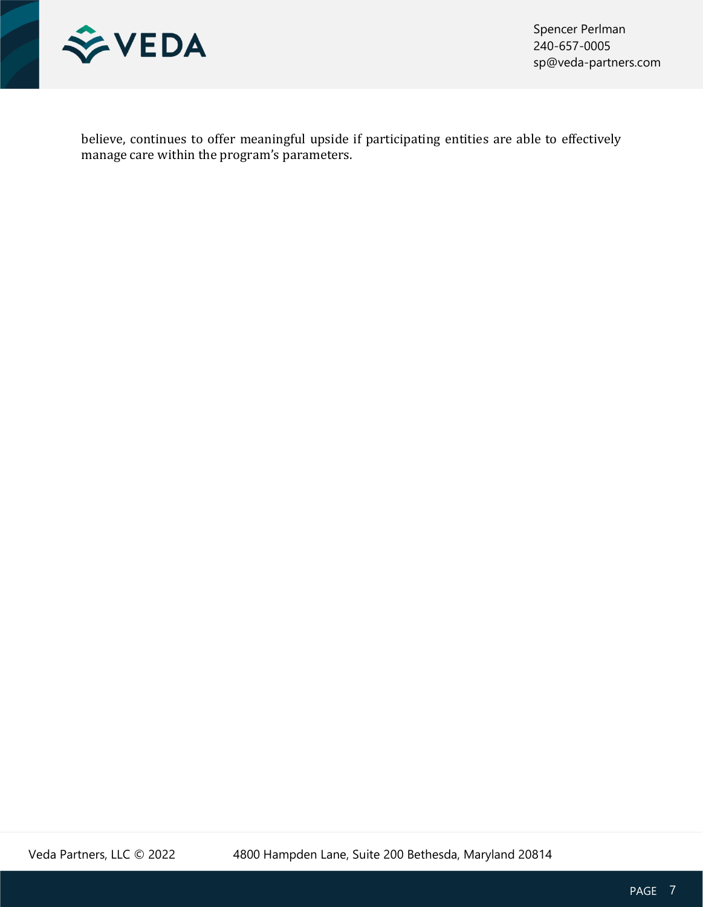believe, continues to offer meaningful upside if participating entities are able to effectively manage care within the program's parameters.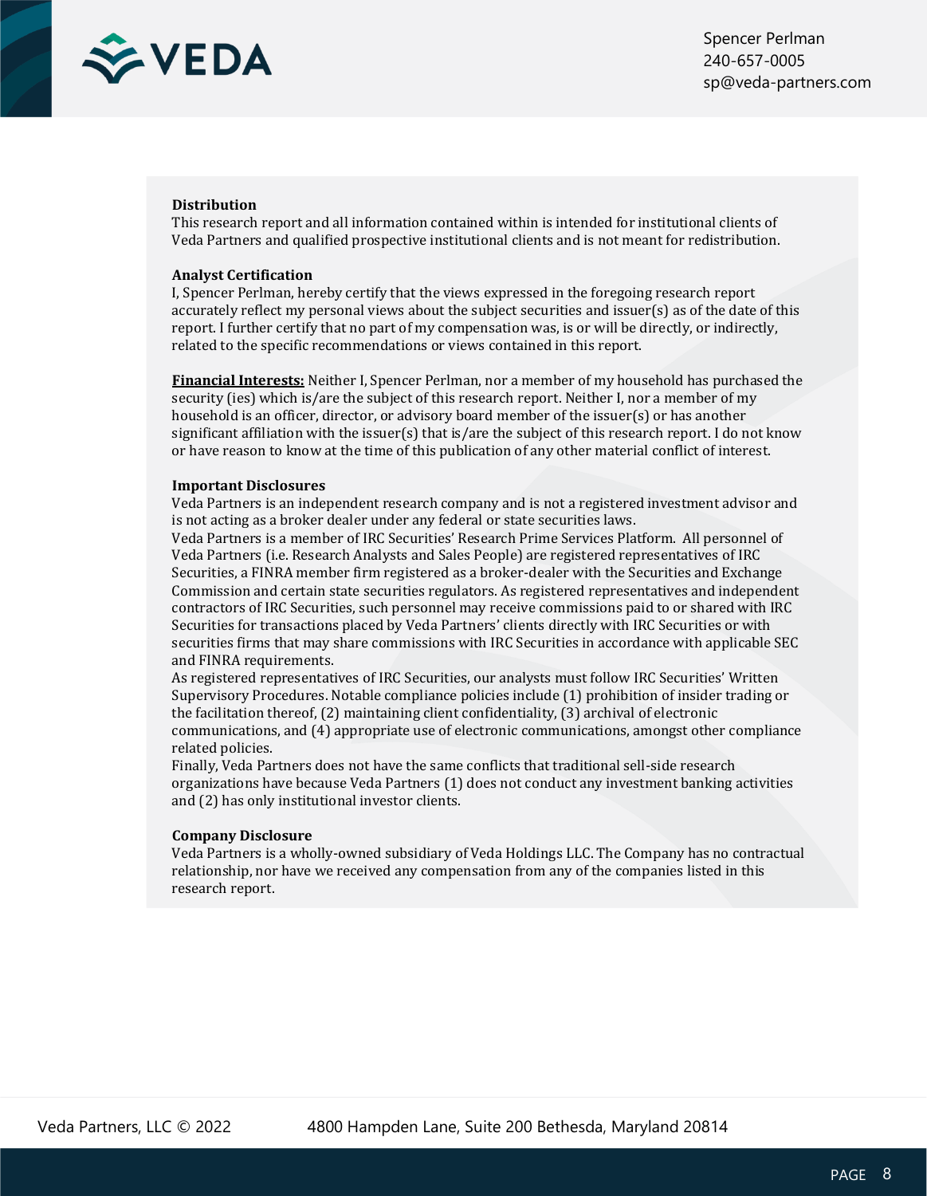**Distribution**
This research report and all information contained within is intended for institutional clients of Veda Partners and qualified prospective institutional clients and is not meant for redistribution.

**Analyst Certification**
I, Spencer Perlman, hereby certify that the views expressed in the foregoing research report accurately reflect my personal views about the subject securities and issuer(s) as of the date of this report. I further certify that no part of my compensation was, is or will be directly, or indirectly, related to the specific recommendations or views contained in this report.

**Financial Interests:** Neither I, Spencer Perlman, nor a member of my household has purchased the security (ies) which is/are the subject of this research report. Neither I, nor a member of my household is an officer, director, or advisory board member of the issuer(s) or has another significant affiliation with the issuer(s) that is/are the subject of this research report. I do not know or have reason to know at the time of this publication of any other material conflict of interest.

**Important Disclosures**
Veda Partners is an independent research company and is not a registered investment advisor and is not acting as a broker dealer under any federal or state securities laws.
Veda Partners is a member of IRC Securities' Research Prime Services Platform. All personnel of Veda Partners (i.e. Research Analysts and Sales People) are registered representatives of IRC Securities, a FINRA member firm registered as a broker-dealer with the Securities and Exchange Commission and certain state securities regulators. As registered representatives and independent contractors of IRC Securities, such personnel may receive commissions paid to or shared with IRC Securities for transactions placed by Veda Partners' clients directly with IRC Securities or with securities firms that may share commissions with IRC Securities in accordance with applicable SEC and FINRA requirements.
As registered representatives of IRC Securities, our analysts must follow IRC Securities' Written Supervisory Procedures. Notable compliance policies include (1) prohibition of insider trading or the facilitation thereof, (2) maintaining client confidentiality, (3) archival of electronic communications, and (4) appropriate use of electronic communications, amongst other compliance related policies.
Finally, Veda Partners does not have the same conflicts that traditional sell-side research organizations have because Veda Partners (1) does not conduct any investment banking activities and (2) has only institutional investor clients.

**Company Disclosure**
Veda Partners is a wholly-owned subsidiary of Veda Holdings LLC. The Company has no contractual relationship, nor have we received any compensation from any of the companies listed in this research report.